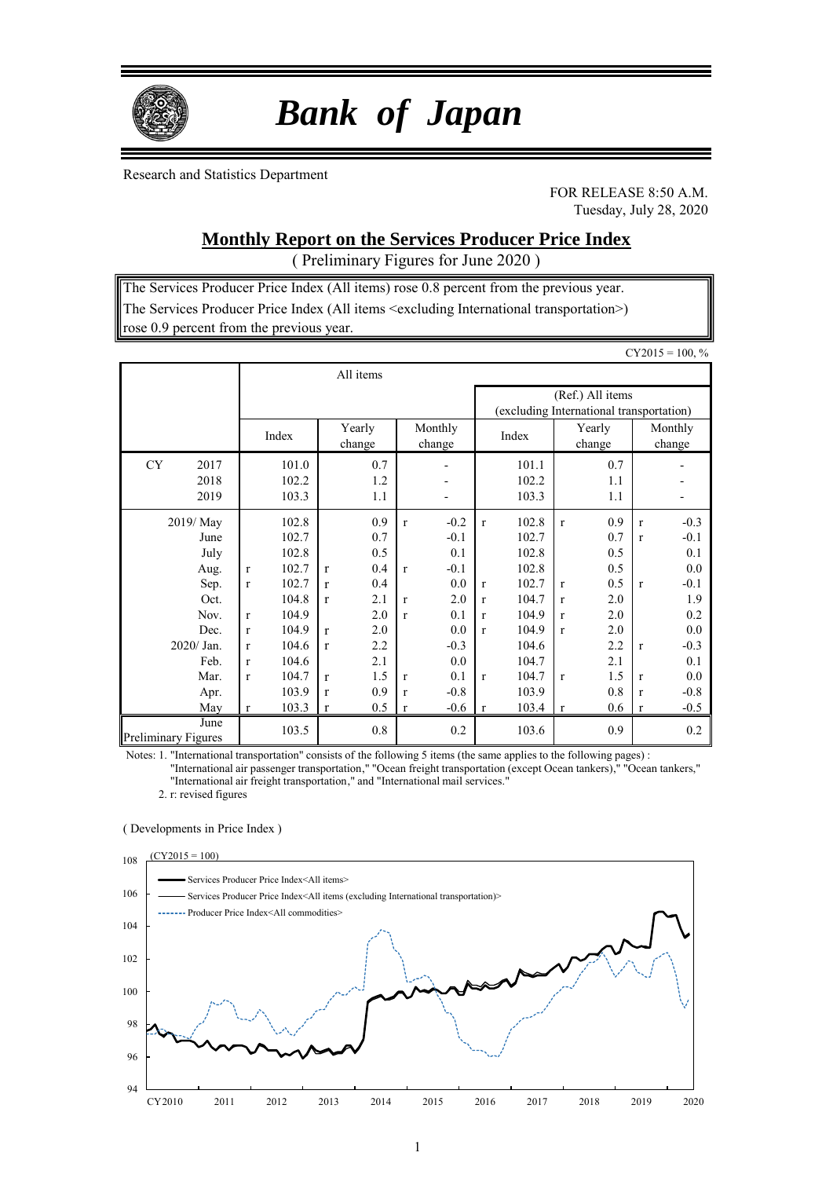# *Bank of Japan*

Research and Statistics Department

FOR RELEASE 8:50 A.M.
Tuesday, July 28, 2020

## Monthly Report on the Services Producer Price Index

( Preliminary Figures for June 2020 )

The Services Producer Price Index (All items) rose 0.8 percent from the previous year.
The Services Producer Price Index (All items <excluding International transportation>) rose 0.9 percent from the previous year.

CY2015 = 100, %

| | All items | | | (Ref.) All items (excluding International transportation) | | |
|---|---|---|---|---|---|---|
| | Index | Yearly change | Monthly change | Index | Yearly change | Monthly change |
| CY 2017 | 101.0 | 0.7 | - | 101.1 | 0.7 | - |
| 2018 | 102.2 | 1.2 | - | 102.2 | 1.1 | - |
| 2019 | 103.3 | 1.1 | - | 103.3 | 1.1 | - |
| 2019/ May | 102.8 | 0.9 | r -0.2 | r 102.8 | r 0.9 | r -0.3 |
| June | 102.7 | 0.7 | -0.1 | 102.7 | 0.7 | r -0.1 |
| July | 102.8 | 0.5 | 0.1 | 102.8 | 0.5 | 0.1 |
| Aug. | r 102.7 | r 0.4 | r -0.1 | 102.8 | 0.5 | 0.0 |
| Sep. | r 102.7 | r 0.4 | 0.0 | r 102.7 | r 0.5 | r -0.1 |
| Oct. | 104.8 | r 2.1 | r 2.0 | r 104.7 | r 2.0 | 1.9 |
| Nov. | r 104.9 | 2.0 | r 0.1 | r 104.9 | r 2.0 | 0.2 |
| Dec. | r 104.9 | r 2.0 | 0.0 | r 104.9 | r 2.0 | 0.0 |
| 2020/ Jan. | r 104.6 | r 2.2 | -0.3 | 104.6 | 2.2 | r -0.3 |
| Feb. | r 104.6 | 2.1 | 0.0 | 104.7 | 2.1 | 0.1 |
| Mar. | r 104.7 | r 1.5 | r 0.1 | r 104.7 | r 1.5 | r 0.0 |
| Apr. | 103.9 | r 0.9 | r -0.8 | 103.9 | 0.8 | r -0.8 |
| May | r 103.3 | r 0.5 | r -0.6 | r 103.4 | r 0.6 | r -0.5 |
| June Preliminary Figures | 103.5 | 0.8 | 0.2 | 103.6 | 0.9 | 0.2 |

Notes: 1. "International transportation" consists of the following 5 items (the same applies to the following pages) : "International air passenger transportation," "Ocean freight transportation (except Ocean tankers)," "Ocean tankers," "International air freight transportation," and "International mail services."

2. r: revised figures

( Developments in Price Index )

(CY2015 = 100)

Legend: Services Producer Price Index<All items>; Services Producer Price Index<All items (excluding International transportation)>; Producer Price Index<All commodities>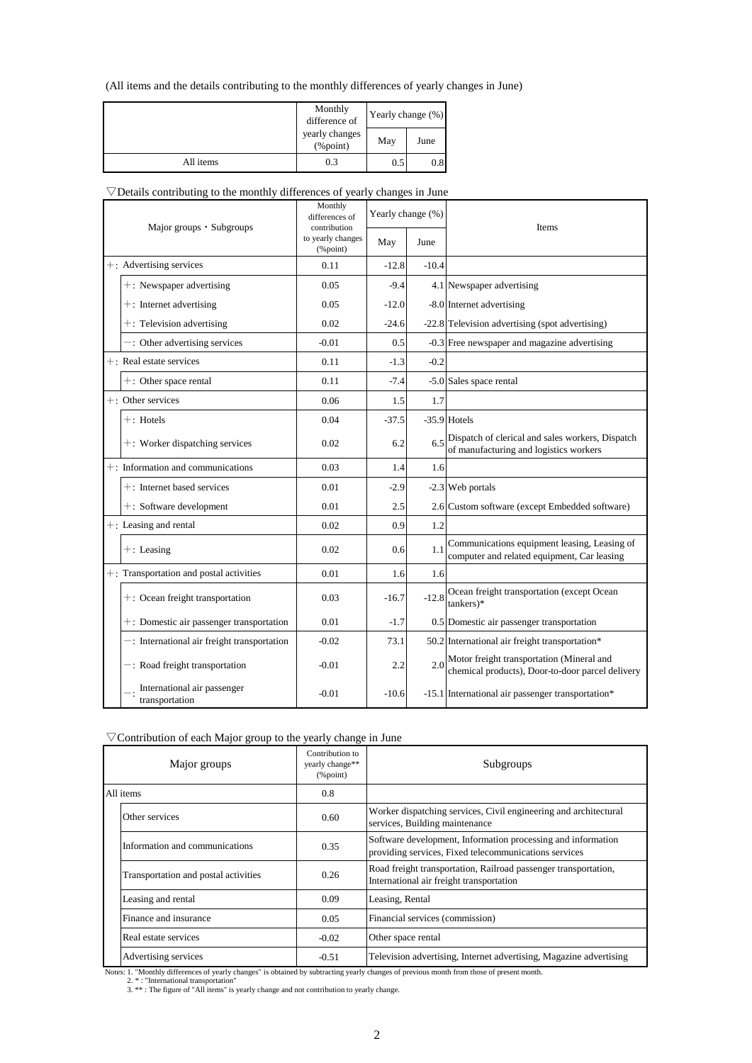(All items and the details contributing to the monthly differences of yearly changes in June)

| | Monthly difference of yearly changes (%point) | Yearly change (%) | |
|---|---|---|---|
| | | May | June |
| All items | 0.3 | 0.5 | 0.8 |

▽Details contributing to the monthly differences of yearly changes in June

| Major groups・Subgroups | Monthly differences of contribution to yearly changes (%point) | Yearly change (%) | | Items |
|---|---|---|---|---|
| | | May | June | |
| ＋: Advertising services | 0.11 | -12.8 | -10.4 | |
| ＋: Newspaper advertising | 0.05 | -9.4 | 4.1 | Newspaper advertising |
| ＋: Internet advertising | 0.05 | -12.0 | -8.0 | Internet advertising |
| ＋: Television advertising | 0.02 | -24.6 | -22.8 | Television advertising (spot advertising) |
| －: Other advertising services | -0.01 | 0.5 | -0.3 | Free newspaper and magazine advertising |
| ＋: Real estate services | 0.11 | -1.3 | -0.2 | |
| ＋: Other space rental | 0.11 | -7.4 | -5.0 | Sales space rental |
| ＋: Other services | 0.06 | 1.5 | 1.7 | |
| ＋: Hotels | 0.04 | -37.5 | -35.9 | Hotels |
| ＋: Worker dispatching services | 0.02 | 6.2 | 6.5 | Dispatch of clerical and sales workers, Dispatch of manufacturing and logistics workers |
| ＋: Information and communications | 0.03 | 1.4 | 1.6 | |
| ＋: Internet based services | 0.01 | -2.9 | -2.3 | Web portals |
| ＋: Software development | 0.01 | 2.5 | 2.6 | Custom software (except Embedded software) |
| ＋: Leasing and rental | 0.02 | 0.9 | 1.2 | |
| ＋: Leasing | 0.02 | 0.6 | 1.1 | Communications equipment leasing, Leasing of computer and related equipment, Car leasing |
| ＋: Transportation and postal activities | 0.01 | 1.6 | 1.6 | |
| ＋: Ocean freight transportation | 0.03 | -16.7 | -12.8 | Ocean freight transportation (except Ocean tankers)* |
| ＋: Domestic air passenger transportation | 0.01 | -1.7 | 0.5 | Domestic air passenger transportation |
| －: International air freight transportation | -0.02 | 73.1 | 50.2 | International air freight transportation* |
| －: Road freight transportation | -0.01 | 2.2 | 2.0 | Motor freight transportation (Mineral and chemical products), Door-to-door parcel delivery |
| －: International air passenger transportation | -0.01 | -10.6 | -15.1 | International air passenger transportation* |

▽Contribution of each Major group to the yearly change in June

| Major groups | Contribution to yearly change** (%point) | Subgroups |
|---|---|---|
| All items | 0.8 | |
| Other services | 0.60 | Worker dispatching services, Civil engineering and architectural services, Building maintenance |
| Information and communications | 0.35 | Software development, Information processing and information providing services, Fixed telecommunications services |
| Transportation and postal activities | 0.26 | Road freight transportation, Railroad passenger transportation, International air freight transportation |
| Leasing and rental | 0.09 | Leasing, Rental |
| Finance and insurance | 0.05 | Financial services (commission) |
| Real estate services | -0.02 | Other space rental |
| Advertising services | -0.51 | Television advertising, Internet advertising, Magazine advertising |

Notes: 1. "Monthly differences of yearly changes" is obtained by subtracting yearly changes of previous month from those of present month.
2. * : "International transportation"
3. ** : The figure of "All items" is yearly change and not contribution to yearly change.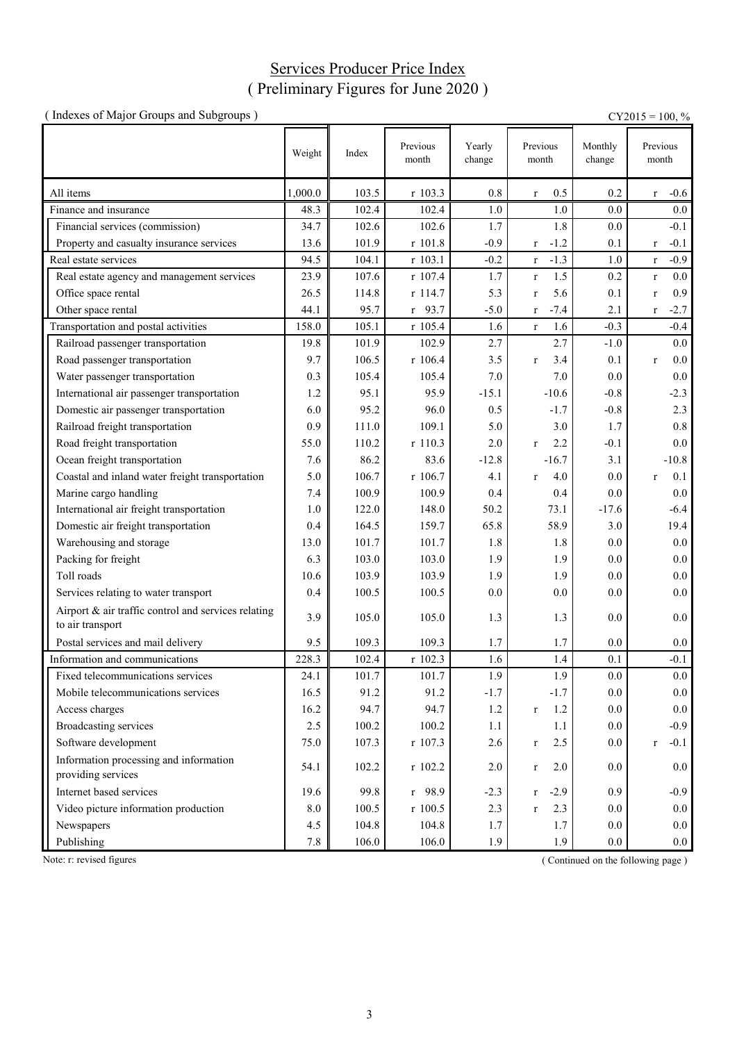# Services Producer Price Index
## ( Preliminary Figures for June 2020 )

( Indexes of Major Groups and Subgroups )

CY2015 = 100, %

| | Weight | Index | Previous month | Yearly change | Previous month | Monthly change | Previous month |
|---|---|---|---|---|---|---|---|
| All items | 1,000.0 | 103.5 | r 103.3 | 0.8 | r 0.5 | 0.2 | r -0.6 |
| Finance and insurance | 48.3 | 102.4 | 102.4 | 1.0 | 1.0 | 0.0 | 0.0 |
| Financial services (commission) | 34.7 | 102.6 | 102.6 | 1.7 | 1.8 | 0.0 | -0.1 |
| Property and casualty insurance services | 13.6 | 101.9 | r 101.8 | -0.9 | r -1.2 | 0.1 | r -0.1 |
| Real estate services | 94.5 | 104.1 | r 103.1 | -0.2 | r -1.3 | 1.0 | r -0.9 |
| Real estate agency and management services | 23.9 | 107.6 | r 107.4 | 1.7 | r 1.5 | 0.2 | r 0.0 |
| Office space rental | 26.5 | 114.8 | r 114.7 | 5.3 | r 5.6 | 0.1 | r 0.9 |
| Other space rental | 44.1 | 95.7 | r 93.7 | -5.0 | r -7.4 | 2.1 | r -2.7 |
| Transportation and postal activities | 158.0 | 105.1 | r 105.4 | 1.6 | r 1.6 | -0.3 | -0.4 |
| Railroad passenger transportation | 19.8 | 101.9 | 102.9 | 2.7 | 2.7 | -1.0 | 0.0 |
| Road passenger transportation | 9.7 | 106.5 | r 106.4 | 3.5 | r 3.4 | 0.1 | r 0.0 |
| Water passenger transportation | 0.3 | 105.4 | 105.4 | 7.0 | 7.0 | 0.0 | 0.0 |
| International air passenger transportation | 1.2 | 95.1 | 95.9 | -15.1 | -10.6 | -0.8 | -2.3 |
| Domestic air passenger transportation | 6.0 | 95.2 | 96.0 | 0.5 | -1.7 | -0.8 | 2.3 |
| Railroad freight transportation | 0.9 | 111.0 | 109.1 | 5.0 | 3.0 | 1.7 | 0.8 |
| Road freight transportation | 55.0 | 110.2 | r 110.3 | 2.0 | r 2.2 | -0.1 | 0.0 |
| Ocean freight transportation | 7.6 | 86.2 | 83.6 | -12.8 | -16.7 | 3.1 | -10.8 |
| Coastal and inland water freight transportation | 5.0 | 106.7 | r 106.7 | 4.1 | r 4.0 | 0.0 | r 0.1 |
| Marine cargo handling | 7.4 | 100.9 | 100.9 | 0.4 | 0.4 | 0.0 | 0.0 |
| International air freight transportation | 1.0 | 122.0 | 148.0 | 50.2 | 73.1 | -17.6 | -6.4 |
| Domestic air freight transportation | 0.4 | 164.5 | 159.7 | 65.8 | 58.9 | 3.0 | 19.4 |
| Warehousing and storage | 13.0 | 101.7 | 101.7 | 1.8 | 1.8 | 0.0 | 0.0 |
| Packing for freight | 6.3 | 103.0 | 103.0 | 1.9 | 1.9 | 0.0 | 0.0 |
| Toll roads | 10.6 | 103.9 | 103.9 | 1.9 | 1.9 | 0.0 | 0.0 |
| Services relating to water transport | 0.4 | 100.5 | 100.5 | 0.0 | 0.0 | 0.0 | 0.0 |
| Airport & air traffic control and services relating to air transport | 3.9 | 105.0 | 105.0 | 1.3 | 1.3 | 0.0 | 0.0 |
| Postal services and mail delivery | 9.5 | 109.3 | 109.3 | 1.7 | 1.7 | 0.0 | 0.0 |
| Information and communications | 228.3 | 102.4 | r 102.3 | 1.6 | 1.4 | 0.1 | -0.1 |
| Fixed telecommunications services | 24.1 | 101.7 | 101.7 | 1.9 | 1.9 | 0.0 | 0.0 |
| Mobile telecommunications services | 16.5 | 91.2 | 91.2 | -1.7 | -1.7 | 0.0 | 0.0 |
| Access charges | 16.2 | 94.7 | 94.7 | 1.2 | r 1.2 | 0.0 | 0.0 |
| Broadcasting services | 2.5 | 100.2 | 100.2 | 1.1 | 1.1 | 0.0 | -0.9 |
| Software development | 75.0 | 107.3 | r 107.3 | 2.6 | r 2.5 | 0.0 | r -0.1 |
| Information processing and information providing services | 54.1 | 102.2 | r 102.2 | 2.0 | r 2.0 | 0.0 | 0.0 |
| Internet based services | 19.6 | 99.8 | r 98.9 | -2.3 | r -2.9 | 0.9 | -0.9 |
| Video picture information production | 8.0 | 100.5 | r 100.5 | 2.3 | r 2.3 | 0.0 | 0.0 |
| Newspapers | 4.5 | 104.8 | 104.8 | 1.7 | 1.7 | 0.0 | 0.0 |
| Publishing | 7.8 | 106.0 | 106.0 | 1.9 | 1.9 | 0.0 | 0.0 |

Note: r: revised figures

( Continued on the following page )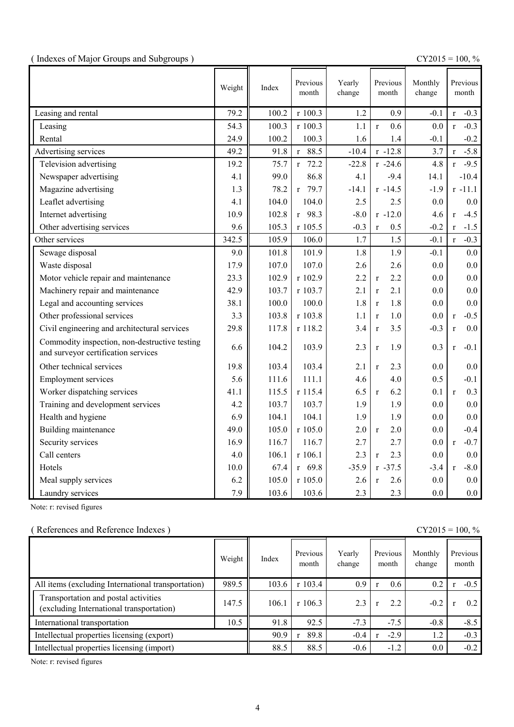( Indexes of Major Groups and Subgroups )

CY2015 = 100, %

| | Weight | Index | Previous month | Yearly change | Previous month | Monthly change | Previous month |
|---|---|---|---|---|---|---|---|
| Leasing and rental | 79.2 | 100.2 | r 100.3 | 1.2 | 0.9 | -0.1 | r -0.3 |
| Leasing | 54.3 | 100.3 | r 100.3 | 1.1 | r 0.6 | 0.0 | r -0.3 |
| Rental | 24.9 | 100.2 | 100.3 | 1.6 | 1.4 | -0.1 | -0.2 |
| Advertising services | 49.2 | 91.8 | r 88.5 | -10.4 | r -12.8 | 3.7 | r -5.8 |
| Television advertising | 19.2 | 75.7 | r 72.2 | -22.8 | r -24.6 | 4.8 | r -9.5 |
| Newspaper advertising | 4.1 | 99.0 | 86.8 | 4.1 | -9.4 | 14.1 | -10.4 |
| Magazine advertising | 1.3 | 78.2 | r 79.7 | -14.1 | r -14.5 | -1.9 | r -11.1 |
| Leaflet advertising | 4.1 | 104.0 | 104.0 | 2.5 | 2.5 | 0.0 | 0.0 |
| Internet advertising | 10.9 | 102.8 | r 98.3 | -8.0 | r -12.0 | 4.6 | r -4.5 |
| Other advertising services | 9.6 | 105.3 | r 105.5 | -0.3 | r 0.5 | -0.2 | r -1.5 |
| Other services | 342.5 | 105.9 | 106.0 | 1.7 | 1.5 | -0.1 | r -0.3 |
| Sewage disposal | 9.0 | 101.8 | 101.9 | 1.8 | 1.9 | -0.1 | 0.0 |
| Waste disposal | 17.9 | 107.0 | 107.0 | 2.6 | 2.6 | 0.0 | 0.0 |
| Motor vehicle repair and maintenance | 23.3 | 102.9 | r 102.9 | 2.2 | r 2.2 | 0.0 | 0.0 |
| Machinery repair and maintenance | 42.9 | 103.7 | r 103.7 | 2.1 | r 2.1 | 0.0 | 0.0 |
| Legal and accounting services | 38.1 | 100.0 | 100.0 | 1.8 | r 1.8 | 0.0 | 0.0 |
| Other professional services | 3.3 | 103.8 | r 103.8 | 1.1 | r 1.0 | 0.0 | r -0.5 |
| Civil engineering and architectural services | 29.8 | 117.8 | r 118.2 | 3.4 | r 3.5 | -0.3 | r 0.0 |
| Commodity inspection, non-destructive testing and surveyor certification services | 6.6 | 104.2 | 103.9 | 2.3 | r 1.9 | 0.3 | r -0.1 |
| Other technical services | 19.8 | 103.4 | 103.4 | 2.1 | r 2.3 | 0.0 | 0.0 |
| Employment services | 5.6 | 111.6 | 111.1 | 4.6 | 4.0 | 0.5 | -0.1 |
| Worker dispatching services | 41.1 | 115.5 | r 115.4 | 6.5 | r 6.2 | 0.1 | r 0.3 |
| Training and development services | 4.2 | 103.7 | 103.7 | 1.9 | 1.9 | 0.0 | 0.0 |
| Health and hygiene | 6.9 | 104.1 | 104.1 | 1.9 | 1.9 | 0.0 | 0.0 |
| Building maintenance | 49.0 | 105.0 | r 105.0 | 2.0 | r 2.0 | 0.0 | -0.4 |
| Security services | 16.9 | 116.7 | 116.7 | 2.7 | 2.7 | 0.0 | r -0.7 |
| Call centers | 4.0 | 106.1 | r 106.1 | 2.3 | r 2.3 | 0.0 | 0.0 |
| Hotels | 10.0 | 67.4 | r 69.8 | -35.9 | r -37.5 | -3.4 | r -8.0 |
| Meal supply services | 6.2 | 105.0 | r 105.0 | 2.6 | r 2.6 | 0.0 | 0.0 |
| Laundry services | 7.9 | 103.6 | 103.6 | 2.3 | 2.3 | 0.0 | 0.0 |

Note: r: revised figures

( References and Reference Indexes )

CY2015 = 100, %

| | Weight | Index | Previous month | Yearly change | Previous month | Monthly change | Previous month |
|---|---|---|---|---|---|---|---|
| All items (excluding International transportation) | 989.5 | 103.6 | r 103.4 | 0.9 | r 0.6 | 0.2 | r -0.5 |
| Transportation and postal activities (excluding International transportation) | 147.5 | 106.1 | r 106.3 | 2.3 | r 2.2 | -0.2 | r 0.2 |
| International transportation | 10.5 | 91.8 | 92.5 | -7.3 | -7.5 | -0.8 | -8.5 |
| Intellectual properties licensing (export) | | 90.9 | r 89.8 | -0.4 | r -2.9 | 1.2 | -0.3 |
| Intellectual properties licensing (import) | | 88.5 | 88.5 | -0.6 | -1.2 | 0.0 | -0.2 |

Note: r: revised figures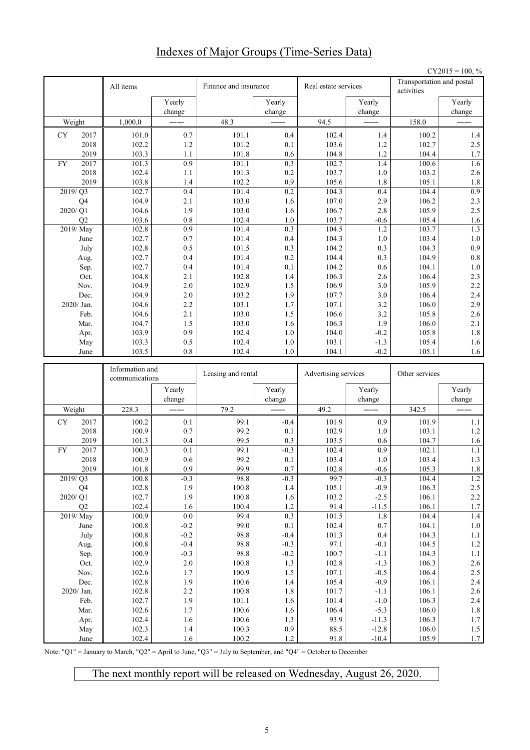# Indexes of Major Groups (Time-Series Data)

CY2015 = 100, %

| | All items | | Finance and insurance | | Real estate services | | Transportation and postal activities | |
|---|---|---|---|---|---|---|---|---|
| | | Yearly change | | Yearly change | | Yearly change | | Yearly change |
| Weight | 1,000.0 | —— | 48.3 | —— | 94.5 | —— | 158.0 | —— |
| CY 2017 | 101.0 | 0.7 | 101.1 | 0.4 | 102.4 | 1.4 | 100.2 | 1.4 |
| 2018 | 102.2 | 1.2 | 101.2 | 0.1 | 103.6 | 1.2 | 102.7 | 2.5 |
| 2019 | 103.3 | 1.1 | 101.8 | 0.6 | 104.8 | 1.2 | 104.4 | 1.7 |
| FY 2017 | 101.3 | 0.9 | 101.1 | 0.3 | 102.7 | 1.4 | 100.6 | 1.6 |
| 2018 | 102.4 | 1.1 | 101.3 | 0.2 | 103.7 | 1.0 | 103.2 | 2.6 |
| 2019 | 103.8 | 1.4 | 102.2 | 0.9 | 105.6 | 1.8 | 105.1 | 1.8 |
| 2019/ Q3 | 102.7 | 0.4 | 101.4 | 0.2 | 104.3 | 0.4 | 104.4 | 0.9 |
| Q4 | 104.9 | 2.1 | 103.0 | 1.6 | 107.0 | 2.9 | 106.2 | 2.3 |
| 2020/ Q1 | 104.6 | 1.9 | 103.0 | 1.6 | 106.7 | 2.8 | 105.9 | 2.5 |
| Q2 | 103.6 | 0.8 | 102.4 | 1.0 | 103.7 | -0.6 | 105.4 | 1.6 |
| 2019/ May | 102.8 | 0.9 | 101.4 | 0.3 | 104.5 | 1.2 | 103.7 | 1.3 |
| June | 102.7 | 0.7 | 101.4 | 0.4 | 104.3 | 1.0 | 103.4 | 1.0 |
| July | 102.8 | 0.5 | 101.5 | 0.3 | 104.2 | 0.3 | 104.3 | 0.9 |
| Aug. | 102.7 | 0.4 | 101.4 | 0.2 | 104.4 | 0.3 | 104.9 | 0.8 |
| Sep. | 102.7 | 0.4 | 101.4 | 0.1 | 104.2 | 0.6 | 104.1 | 1.0 |
| Oct. | 104.8 | 2.1 | 102.8 | 1.4 | 106.3 | 2.6 | 106.4 | 2.3 |
| Nov. | 104.9 | 2.0 | 102.9 | 1.5 | 106.9 | 3.0 | 105.9 | 2.2 |
| Dec. | 104.9 | 2.0 | 103.2 | 1.9 | 107.7 | 3.0 | 106.4 | 2.4 |
| 2020/ Jan. | 104.6 | 2.2 | 103.1 | 1.7 | 107.1 | 3.2 | 106.0 | 2.9 |
| Feb. | 104.6 | 2.1 | 103.0 | 1.5 | 106.6 | 3.2 | 105.8 | 2.6 |
| Mar. | 104.7 | 1.5 | 103.0 | 1.6 | 106.3 | 1.9 | 106.0 | 2.1 |
| Apr. | 103.9 | 0.9 | 102.4 | 1.0 | 104.0 | -0.2 | 105.8 | 1.8 |
| May | 103.3 | 0.5 | 102.4 | 1.0 | 103.1 | -1.3 | 105.4 | 1.6 |
| June | 103.5 | 0.8 | 102.4 | 1.0 | 104.1 | -0.2 | 105.1 | 1.6 |

| | Information and communications | | Leasing and rental | | Advertising services | | Other services | |
|---|---|---|---|---|---|---|---|---|
| | | Yearly change | | Yearly change | | Yearly change | | Yearly change |
| Weight | 228.3 | —— | 79.2 | —— | 49.2 | —— | 342.5 | —— |
| CY 2017 | 100.2 | 0.1 | 99.1 | -0.4 | 101.9 | 0.9 | 101.9 | 1.1 |
| 2018 | 100.9 | 0.7 | 99.2 | 0.1 | 102.9 | 1.0 | 103.1 | 1.2 |
| 2019 | 101.3 | 0.4 | 99.5 | 0.3 | 103.5 | 0.6 | 104.7 | 1.6 |
| FY 2017 | 100.3 | 0.1 | 99.1 | -0.3 | 102.4 | 0.9 | 102.1 | 1.1 |
| 2018 | 100.9 | 0.6 | 99.2 | 0.1 | 103.4 | 1.0 | 103.4 | 1.3 |
| 2019 | 101.8 | 0.9 | 99.9 | 0.7 | 102.8 | -0.6 | 105.3 | 1.8 |
| 2019/ Q3 | 100.8 | -0.3 | 98.8 | -0.3 | 99.7 | -0.3 | 104.4 | 1.2 |
| Q4 | 102.8 | 1.9 | 100.8 | 1.4 | 105.1 | -0.9 | 106.3 | 2.5 |
| 2020/ Q1 | 102.7 | 1.9 | 100.8 | 1.6 | 103.2 | -2.5 | 106.1 | 2.2 |
| Q2 | 102.4 | 1.6 | 100.4 | 1.2 | 91.4 | -11.5 | 106.1 | 1.7 |
| 2019/ May | 100.9 | 0.0 | 99.4 | 0.3 | 101.5 | 1.8 | 104.4 | 1.4 |
| June | 100.8 | -0.2 | 99.0 | 0.1 | 102.4 | 0.7 | 104.1 | 1.0 |
| July | 100.8 | -0.2 | 98.8 | -0.4 | 101.3 | 0.4 | 104.3 | 1.1 |
| Aug. | 100.8 | -0.4 | 98.8 | -0.3 | 97.1 | -0.1 | 104.5 | 1.2 |
| Sep. | 100.9 | -0.3 | 98.8 | -0.2 | 100.7 | -1.1 | 104.3 | 1.1 |
| Oct. | 102.9 | 2.0 | 100.8 | 1.3 | 102.8 | -1.3 | 106.3 | 2.6 |
| Nov. | 102.6 | 1.7 | 100.9 | 1.5 | 107.1 | -0.5 | 106.4 | 2.5 |
| Dec. | 102.8 | 1.9 | 100.6 | 1.4 | 105.4 | -0.9 | 106.1 | 2.4 |
| 2020/ Jan. | 102.8 | 2.2 | 100.8 | 1.8 | 101.7 | -1.1 | 106.1 | 2.6 |
| Feb. | 102.7 | 1.9 | 101.1 | 1.6 | 101.4 | -1.0 | 106.3 | 2.4 |
| Mar. | 102.6 | 1.7 | 100.6 | 1.6 | 106.4 | -5.3 | 106.0 | 1.8 |
| Apr. | 102.4 | 1.6 | 100.6 | 1.3 | 93.9 | -11.3 | 106.3 | 1.7 |
| May | 102.3 | 1.4 | 100.3 | 0.9 | 88.5 | -12.8 | 106.0 | 1.5 |
| June | 102.4 | 1.6 | 100.2 | 1.2 | 91.8 | -10.4 | 105.9 | 1.7 |

Note: "Q1" = January to March, "Q2" = April to June, "Q3" = July to September, and "Q4" = October to December

The next monthly report will be released on Wednesday, August 26, 2020.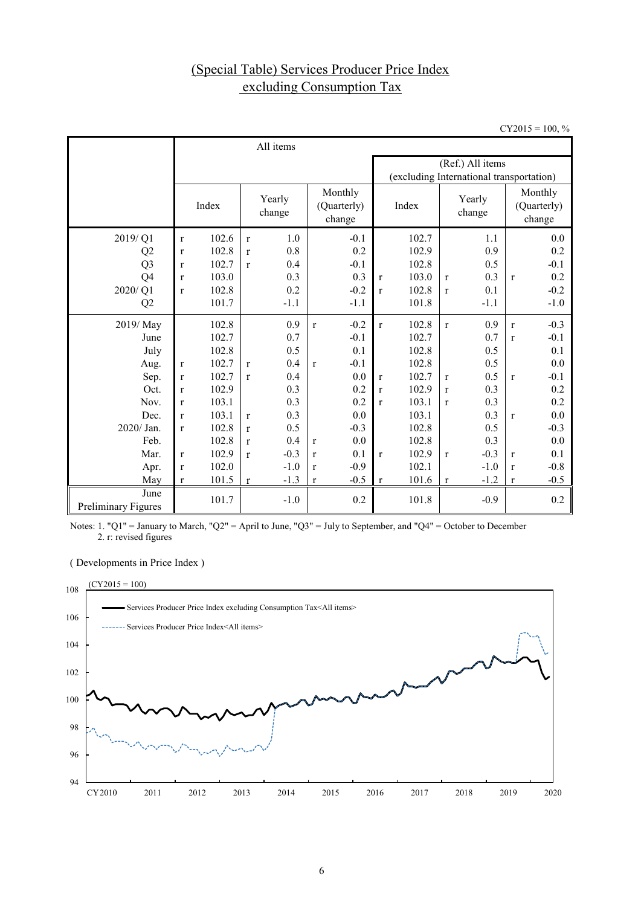# (Special Table) Services Producer Price Index excluding Consumption Tax

CY2015 = 100, %

| | All items | | | (Ref.) All items (excluding International transportation) | | |
|---|---|---|---|---|---|---|
| | Index | Yearly change | Monthly (Quarterly) change | Index | Yearly change | Monthly (Quarterly) change |
| 2019/ Q1 | r 102.6 | r 1.0 | -0.1 | 102.7 | 1.1 | 0.0 |
| Q2 | r 102.8 | r 0.8 | 0.2 | 102.9 | 0.9 | 0.2 |
| Q3 | r 102.7 | r 0.4 | -0.1 | 102.8 | 0.5 | -0.1 |
| Q4 | r 103.0 | 0.3 | 0.3 | r 103.0 | r 0.3 | r 0.2 |
| 2020/ Q1 | r 102.8 | 0.2 | -0.2 | r 102.8 | r 0.1 | -0.2 |
| Q2 | 101.7 | -1.1 | -1.1 | 101.8 | -1.1 | -1.0 |
| 2019/ May | 102.8 | 0.9 | r -0.2 | r 102.8 | r 0.9 | r -0.3 |
| June | 102.7 | 0.7 | -0.1 | 102.7 | 0.7 | r -0.1 |
| July | 102.8 | 0.5 | 0.1 | 102.8 | 0.5 | 0.1 |
| Aug. | r 102.7 | r 0.4 | r -0.1 | 102.8 | 0.5 | 0.0 |
| Sep. | r 102.7 | r 0.4 | 0.0 | r 102.7 | r 0.5 | r -0.1 |
| Oct. | r 102.9 | 0.3 | 0.2 | r 102.9 | r 0.3 | 0.2 |
| Nov. | r 103.1 | 0.3 | 0.2 | r 103.1 | r 0.3 | 0.2 |
| Dec. | r 103.1 | r 0.3 | 0.0 | 103.1 | 0.3 | r 0.0 |
| 2020/ Jan. | r 102.8 | r 0.5 | -0.3 | 102.8 | 0.5 | -0.3 |
| Feb. | 102.8 | r 0.4 | r 0.0 | 102.8 | 0.3 | 0.0 |
| Mar. | r 102.9 | r -0.3 | r 0.1 | r 102.9 | r -0.3 | r 0.1 |
| Apr. | r 102.0 | -1.0 | r -0.9 | 102.1 | -1.0 | r -0.8 |
| May | r 101.5 | r -1.3 | r -0.5 | r 101.6 | r -1.2 | r -0.5 |
| June Preliminary Figures | 101.7 | -1.0 | 0.2 | 101.8 | -0.9 | 0.2 |

Notes: 1. "Q1" = January to March, "Q2" = April to June, "Q3" = July to September, and "Q4" = October to December
2. r: revised figures

( Developments in Price Index )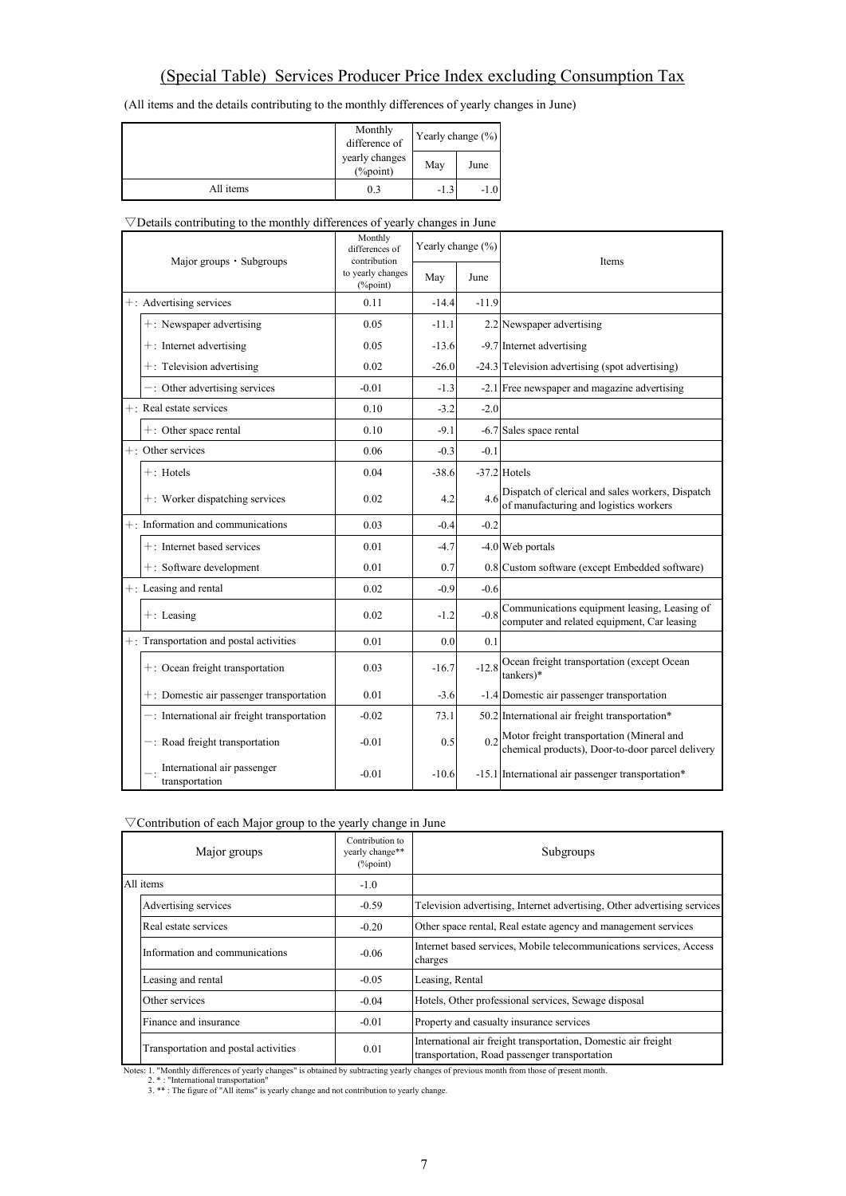# (Special Table) Services Producer Price Index excluding Consumption Tax

(All items and the details contributing to the monthly differences of yearly changes in June)

| | Monthly difference of yearly changes (%point) | Yearly change (%) | |
|---|---|---|---|
| | | May | June |
| All items | 0.3 | -1.3 | -1.0 |

▽Details contributing to the monthly differences of yearly changes in June

| Major groups・Subgroups | Monthly differences of contribution to yearly changes (%point) | Yearly change (%) | | Items |
|---|---|---|---|---|
| | | May | June | |
| +: Advertising services | 0.11 | -14.4 | -11.9 | |
| +: Newspaper advertising | 0.05 | -11.1 | 2.2 | Newspaper advertising |
| +: Internet advertising | 0.05 | -13.6 | -9.7 | Internet advertising |
| +: Television advertising | 0.02 | -26.0 | -24.3 | Television advertising (spot advertising) |
| −: Other advertising services | -0.01 | -1.3 | -2.1 | Free newspaper and magazine advertising |
| +: Real estate services | 0.10 | -3.2 | -2.0 | |
| +: Other space rental | 0.10 | -9.1 | -6.7 | Sales space rental |
| +: Other services | 0.06 | -0.3 | -0.1 | |
| +: Hotels | 0.04 | -38.6 | -37.2 | Hotels |
| +: Worker dispatching services | 0.02 | 4.2 | 4.6 | Dispatch of clerical and sales workers, Dispatch of manufacturing and logistics workers |
| +: Information and communications | 0.03 | -0.4 | -0.2 | |
| +: Internet based services | 0.01 | -4.7 | -4.0 | Web portals |
| +: Software development | 0.01 | 0.7 | 0.8 | Custom software (except Embedded software) |
| +: Leasing and rental | 0.02 | -0.9 | -0.6 | |
| +: Leasing | 0.02 | -1.2 | -0.8 | Communications equipment leasing, Leasing of computer and related equipment, Car leasing |
| +: Transportation and postal activities | 0.01 | 0.0 | 0.1 | |
| +: Ocean freight transportation | 0.03 | -16.7 | -12.8 | Ocean freight transportation (except Ocean tankers)* |
| +: Domestic air passenger transportation | 0.01 | -3.6 | -1.4 | Domestic air passenger transportation |
| −: International air freight transportation | -0.02 | 73.1 | 50.2 | International air freight transportation* |
| −: Road freight transportation | -0.01 | 0.5 | 0.2 | Motor freight transportation (Mineral and chemical products), Door-to-door parcel delivery |
| −: International air passenger transportation | -0.01 | -10.6 | -15.1 | International air passenger transportation* |

▽Contribution of each Major group to the yearly change in June

| Major groups | Contribution to yearly change** (%point) | Subgroups |
|---|---|---|
| All items | -1.0 | |
| Advertising services | -0.59 | Television advertising, Internet advertising, Other advertising services |
| Real estate services | -0.20 | Other space rental, Real estate agency and management services |
| Information and communications | -0.06 | Internet based services, Mobile telecommunications services, Access charges |
| Leasing and rental | -0.05 | Leasing, Rental |
| Other services | -0.04 | Hotels, Other professional services, Sewage disposal |
| Finance and insurance | -0.01 | Property and casualty insurance services |
| Transportation and postal activities | 0.01 | International air freight transportation, Domestic air freight transportation, Road passenger transportation |

Notes: 1. "Monthly differences of yearly changes" is obtained by subtracting yearly changes of previous month from those of present month.
2. * : "International transportation"
3. ** : The figure of "All items" is yearly change and not contribution to yearly change.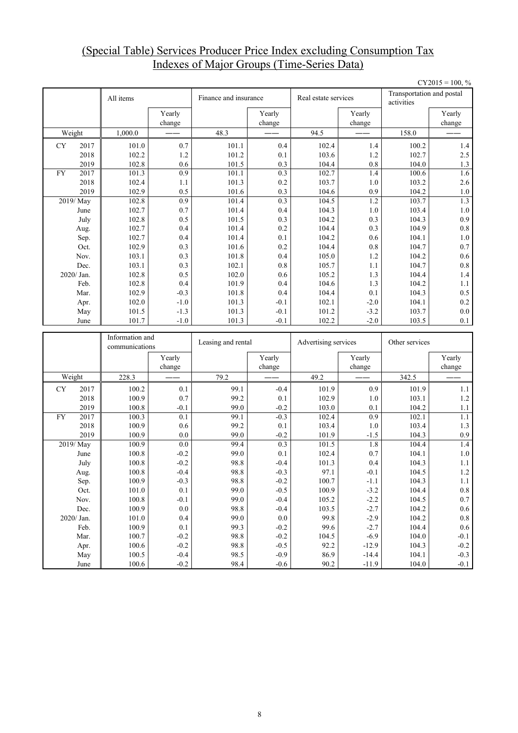# (Special Table) Services Producer Price Index excluding Consumption Tax
# Indexes of Major Groups (Time-Series Data)

CY2015 = 100, %

| | All items | | Finance and insurance | | Real estate services | | Transportation and postal activities | |
|---|---|---|---|---|---|---|---|---|
| | | Yearly change | | Yearly change | | Yearly change | | Yearly change |
| Weight | 1,000.0 | —— | 48.3 | —— | 94.5 | —— | 158.0 | —— |
| CY 2017 | 101.0 | 0.7 | 101.1 | 0.4 | 102.4 | 1.4 | 100.2 | 1.4 |
| 2018 | 102.2 | 1.2 | 101.2 | 0.1 | 103.6 | 1.2 | 102.7 | 2.5 |
| 2019 | 102.8 | 0.6 | 101.5 | 0.3 | 104.4 | 0.8 | 104.0 | 1.3 |
| FY 2017 | 101.3 | 0.9 | 101.1 | 0.3 | 102.7 | 1.4 | 100.6 | 1.6 |
| 2018 | 102.4 | 1.1 | 101.3 | 0.2 | 103.7 | 1.0 | 103.2 | 2.6 |
| 2019 | 102.9 | 0.5 | 101.6 | 0.3 | 104.6 | 0.9 | 104.2 | 1.0 |
| 2019/ May | 102.8 | 0.9 | 101.4 | 0.3 | 104.5 | 1.2 | 103.7 | 1.3 |
| June | 102.7 | 0.7 | 101.4 | 0.4 | 104.3 | 1.0 | 103.4 | 1.0 |
| July | 102.8 | 0.5 | 101.5 | 0.3 | 104.2 | 0.3 | 104.3 | 0.9 |
| Aug. | 102.7 | 0.4 | 101.4 | 0.2 | 104.4 | 0.3 | 104.9 | 0.8 |
| Sep. | 102.7 | 0.4 | 101.4 | 0.1 | 104.2 | 0.6 | 104.1 | 1.0 |
| Oct. | 102.9 | 0.3 | 101.6 | 0.2 | 104.4 | 0.8 | 104.7 | 0.7 |
| Nov. | 103.1 | 0.3 | 101.8 | 0.4 | 105.0 | 1.2 | 104.2 | 0.6 |
| Dec. | 103.1 | 0.3 | 102.1 | 0.8 | 105.7 | 1.1 | 104.7 | 0.8 |
| 2020/ Jan. | 102.8 | 0.5 | 102.0 | 0.6 | 105.2 | 1.3 | 104.4 | 1.4 |
| Feb. | 102.8 | 0.4 | 101.9 | 0.4 | 104.6 | 1.3 | 104.2 | 1.1 |
| Mar. | 102.9 | -0.3 | 101.8 | 0.4 | 104.4 | 0.1 | 104.3 | 0.5 |
| Apr. | 102.0 | -1.0 | 101.3 | -0.1 | 102.1 | -2.0 | 104.1 | 0.2 |
| May | 101.5 | -1.3 | 101.3 | -0.1 | 101.2 | -3.2 | 103.7 | 0.0 |
| June | 101.7 | -1.0 | 101.3 | -0.1 | 102.2 | -2.0 | 103.5 | 0.1 |

| | Information and communications | | Leasing and rental | | Advertising services | | Other services | |
|---|---|---|---|---|---|---|---|---|
| | | Yearly change | | Yearly change | | Yearly change | | Yearly change |
| Weight | 228.3 | —— | 79.2 | —— | 49.2 | —— | 342.5 | —— |
| CY 2017 | 100.2 | 0.1 | 99.1 | -0.4 | 101.9 | 0.9 | 101.9 | 1.1 |
| 2018 | 100.9 | 0.7 | 99.2 | 0.1 | 102.9 | 1.0 | 103.1 | 1.2 |
| 2019 | 100.8 | -0.1 | 99.0 | -0.2 | 103.0 | 0.1 | 104.2 | 1.1 |
| FY 2017 | 100.3 | 0.1 | 99.1 | -0.3 | 102.4 | 0.9 | 102.1 | 1.1 |
| 2018 | 100.9 | 0.6 | 99.2 | 0.1 | 103.4 | 1.0 | 103.4 | 1.3 |
| 2019 | 100.9 | 0.0 | 99.0 | -0.2 | 101.9 | -1.5 | 104.3 | 0.9 |
| 2019/ May | 100.9 | 0.0 | 99.4 | 0.3 | 101.5 | 1.8 | 104.4 | 1.4 |
| June | 100.8 | -0.2 | 99.0 | 0.1 | 102.4 | 0.7 | 104.1 | 1.0 |
| July | 100.8 | -0.2 | 98.8 | -0.4 | 101.3 | 0.4 | 104.3 | 1.1 |
| Aug. | 100.8 | -0.4 | 98.8 | -0.3 | 97.1 | -0.1 | 104.5 | 1.2 |
| Sep. | 100.9 | -0.3 | 98.8 | -0.2 | 100.7 | -1.1 | 104.3 | 1.1 |
| Oct. | 101.0 | 0.1 | 99.0 | -0.5 | 100.9 | -3.2 | 104.4 | 0.8 |
| Nov. | 100.8 | -0.1 | 99.0 | -0.4 | 105.2 | -2.2 | 104.5 | 0.7 |
| Dec. | 100.9 | 0.0 | 98.8 | -0.4 | 103.5 | -2.7 | 104.2 | 0.6 |
| 2020/ Jan. | 101.0 | 0.4 | 99.0 | 0.0 | 99.8 | -2.9 | 104.2 | 0.8 |
| Feb. | 100.9 | 0.1 | 99.3 | -0.2 | 99.6 | -2.7 | 104.4 | 0.6 |
| Mar. | 100.7 | -0.2 | 98.8 | -0.2 | 104.5 | -6.9 | 104.0 | -0.1 |
| Apr. | 100.6 | -0.2 | 98.8 | -0.5 | 92.2 | -12.9 | 104.3 | -0.2 |
| May | 100.5 | -0.4 | 98.5 | -0.9 | 86.9 | -14.4 | 104.1 | -0.3 |
| June | 100.6 | -0.2 | 98.4 | -0.6 | 90.2 | -11.9 | 104.0 | -0.1 |